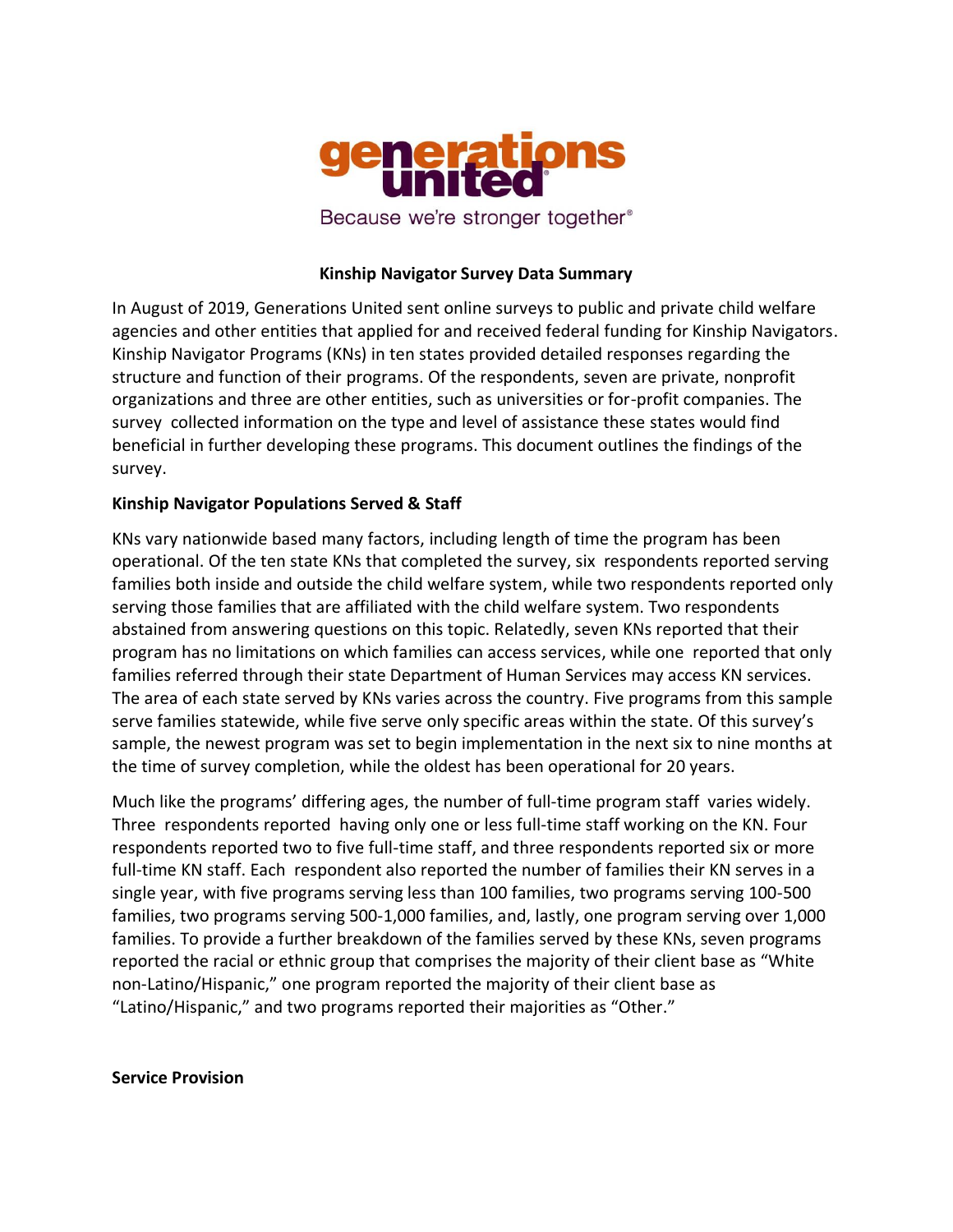generations united

Because we're stronger together®

**Kinship Navigator Survey Data Summary**

In August of 2019, Generations United sent online surveys to public and private child welfare agencies and other entities that applied for and received federal funding for Kinship Navigators. Kinship Navigator Programs (KNs) in ten states provided detailed responses regarding the structure and function of their programs. Of the respondents, seven are private, nonprofit organizations and three are other entities, such as universities or for-profit companies. The survey collected information on the type and level of assistance these states would find beneficial in further developing these programs. This document outlines the findings of the survey.

**Kinship Navigator Populations Served & Staff**

KNs vary nationwide based many factors, including length of time the program has been operational. Of the ten state KNs that completed the survey, six respondents reported serving families both inside and outside the child welfare system, while two respondents reported only serving those families that are affiliated with the child welfare system. Two respondents abstained from answering questions on this topic. Relatedly, seven KNs reported that their program has no limitations on which families can access services, while one reported that only families referred through their state Department of Human Services may access KN services. The area of each state served by KNs varies across the country. Five programs from this sample serve families statewide, while five serve only specific areas within the state. Of this survey's sample, the newest program was set to begin implementation in the next six to nine months at the time of survey completion, while the oldest has been operational for 20 years.

Much like the programs' differing ages, the number of full-time program staff varies widely. Three respondents reported having only one or less full-time staff working on the KN. Four respondents reported two to five full-time staff, and three respondents reported six or more full-time KN staff. Each respondent also reported the number of families their KN serves in a single year, with five programs serving less than 100 families, two programs serving 100-500 families, two programs serving 500-1,000 families, and, lastly, one program serving over 1,000 families. To provide a further breakdown of the families served by these KNs, seven programs reported the racial or ethnic group that comprises the majority of their client base as "White non-Latino/Hispanic," one program reported the majority of their client base as "Latino/Hispanic," and two programs reported their majorities as "Other."

**Service Provision**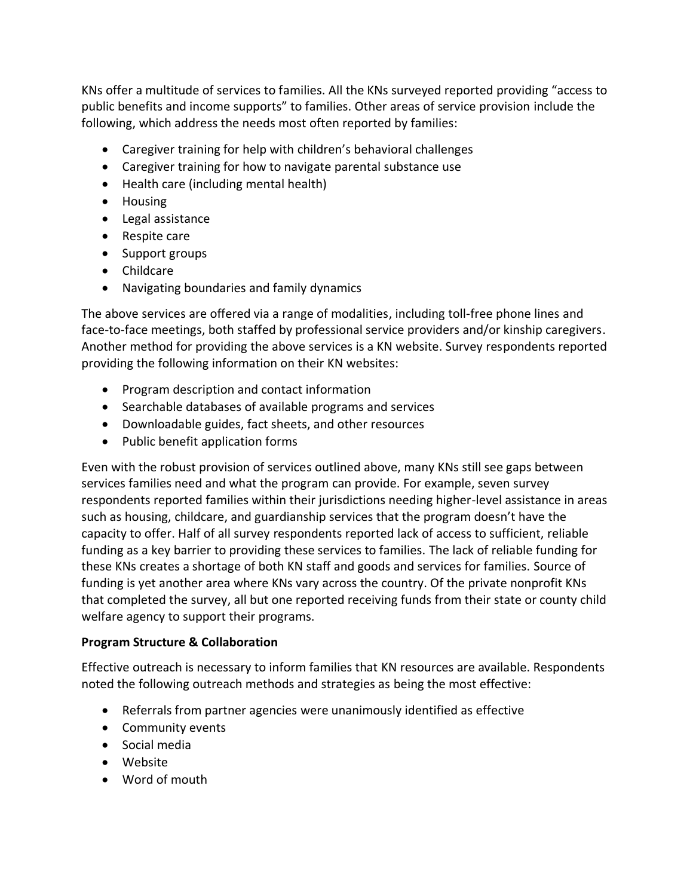KNs offer a multitude of services to families. All the KNs surveyed reported providing “access to public benefits and income supports” to families. Other areas of service provision include the following, which address the needs most often reported by families:

- Caregiver training for help with children’s behavioral challenges
- Caregiver training for how to navigate parental substance use
- Health care (including mental health)
- Housing
- Legal assistance
- Respite care
- Support groups
- Childcare
- Navigating boundaries and family dynamics

The above services are offered via a range of modalities, including toll-free phone lines and face-to-face meetings, both staffed by professional service providers and/or kinship caregivers. Another method for providing the above services is a KN website. Survey respondents reported providing the following information on their KN websites:

- Program description and contact information
- Searchable databases of available programs and services
- Downloadable guides, fact sheets, and other resources
- Public benefit application forms

Even with the robust provision of services outlined above, many KNs still see gaps between services families need and what the program can provide. For example, seven survey respondents reported families within their jurisdictions needing higher-level assistance in areas such as housing, childcare, and guardianship services that the program doesn’t have the capacity to offer. Half of all survey respondents reported lack of access to sufficient, reliable funding as a key barrier to providing these services to families. The lack of reliable funding for these KNs creates a shortage of both KN staff and goods and services for families. Source of funding is yet another area where KNs vary across the country. Of the private nonprofit KNs that completed the survey, all but one reported receiving funds from their state or county child welfare agency to support their programs.

**Program Structure & Collaboration**

Effective outreach is necessary to inform families that KN resources are available. Respondents noted the following outreach methods and strategies as being the most effective:

- Referrals from partner agencies were unanimously identified as effective
- Community events
- Social media
- Website
- Word of mouth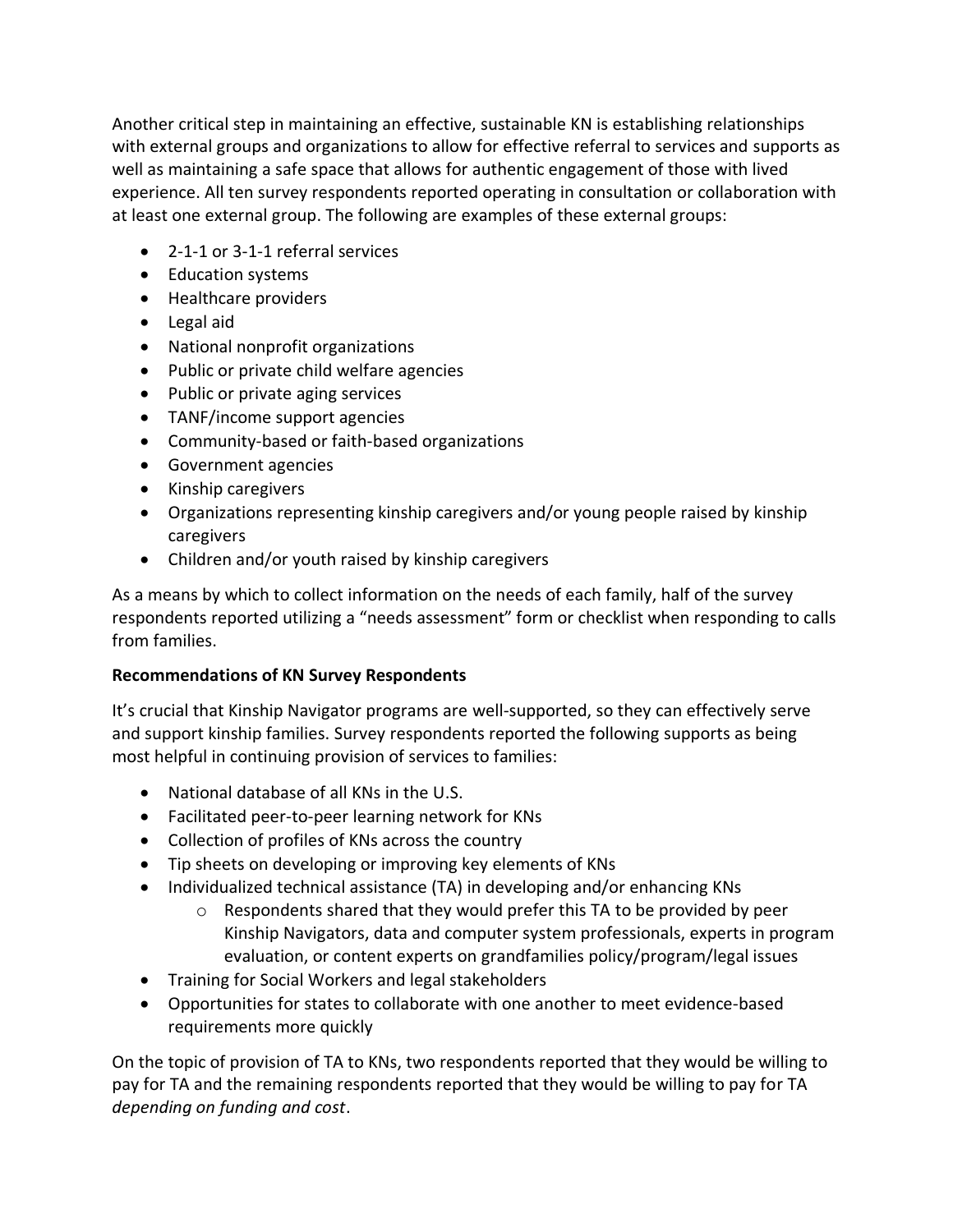Another critical step in maintaining an effective, sustainable KN is establishing relationships with external groups and organizations to allow for effective referral to services and supports as well as maintaining a safe space that allows for authentic engagement of those with lived experience. All ten survey respondents reported operating in consultation or collaboration with at least one external group. The following are examples of these external groups:

- 2-1-1 or 3-1-1 referral services
- Education systems
- Healthcare providers
- Legal aid
- National nonprofit organizations
- Public or private child welfare agencies
- Public or private aging services
- TANF/income support agencies
- Community-based or faith-based organizations
- Government agencies
- Kinship caregivers
- Organizations representing kinship caregivers and/or young people raised by kinship caregivers
- Children and/or youth raised by kinship caregivers

As a means by which to collect information on the needs of each family, half of the survey respondents reported utilizing a "needs assessment" form or checklist when responding to calls from families.

**Recommendations of KN Survey Respondents**

It's crucial that Kinship Navigator programs are well-supported, so they can effectively serve and support kinship families. Survey respondents reported the following supports as being most helpful in continuing provision of services to families:

- National database of all KNs in the U.S.
- Facilitated peer-to-peer learning network for KNs
- Collection of profiles of KNs across the country
- Tip sheets on developing or improving key elements of KNs
- Individualized technical assistance (TA) in developing and/or enhancing KNs
    - Respondents shared that they would prefer this TA to be provided by peer Kinship Navigators, data and computer system professionals, experts in program evaluation, or content experts on grandfamilies policy/program/legal issues
- Training for Social Workers and legal stakeholders
- Opportunities for states to collaborate with one another to meet evidence-based requirements more quickly

On the topic of provision of TA to KNs, two respondents reported that they would be willing to pay for TA and the remaining respondents reported that they would be willing to pay for TA *depending on funding and cost*.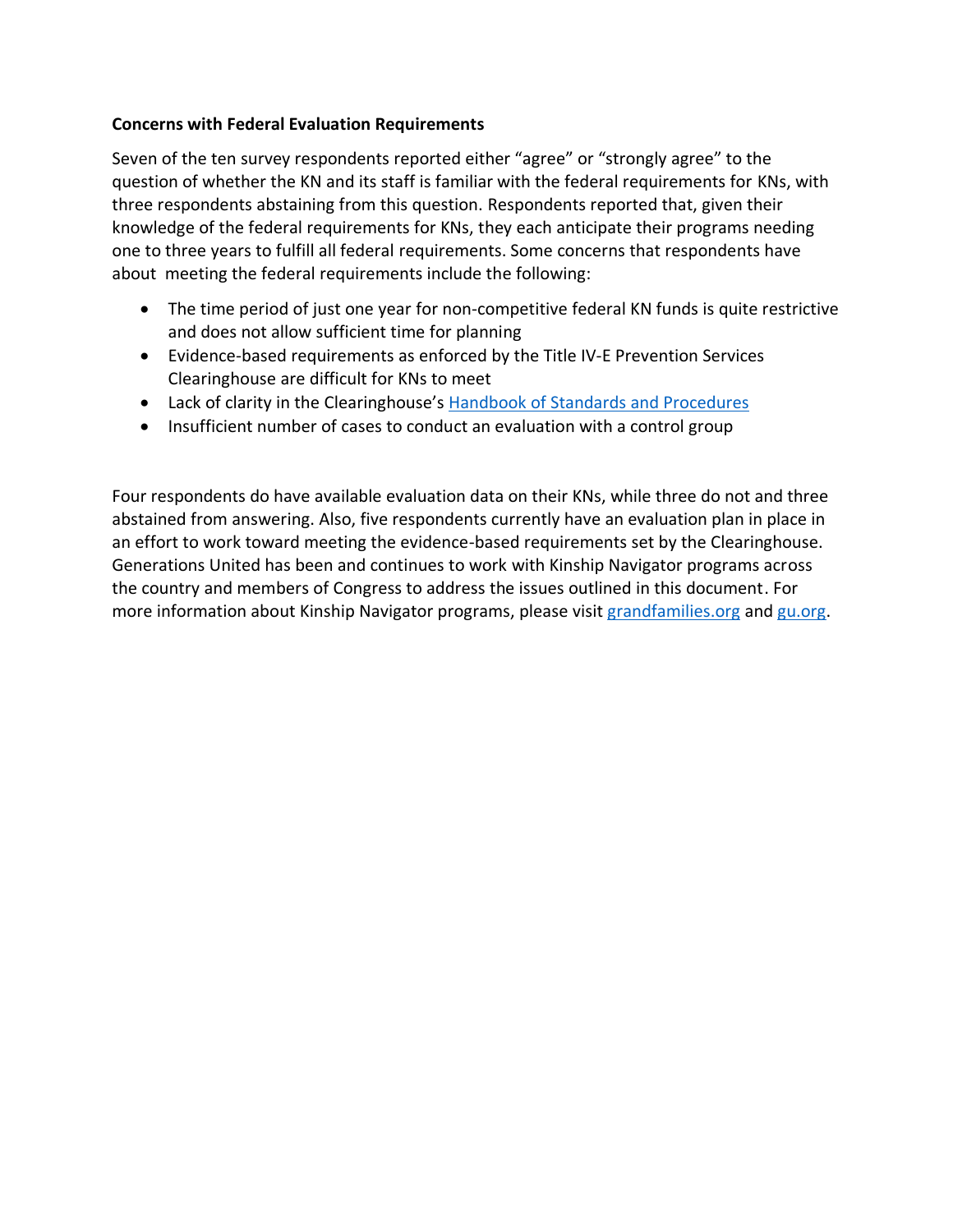**Concerns with Federal Evaluation Requirements**

Seven of the ten survey respondents reported either "agree" or "strongly agree" to the question of whether the KN and its staff is familiar with the federal requirements for KNs, with three respondents abstaining from this question. Respondents reported that, given their knowledge of the federal requirements for KNs, they each anticipate their programs needing one to three years to fulfill all federal requirements. Some concerns that respondents have about meeting the federal requirements include the following:

- The time period of just one year for non-competitive federal KN funds is quite restrictive and does not allow sufficient time for planning
- Evidence-based requirements as enforced by the Title IV-E Prevention Services Clearinghouse are difficult for KNs to meet
- Lack of clarity in the Clearinghouse's Handbook of Standards and Procedures
- Insufficient number of cases to conduct an evaluation with a control group

Four respondents do have available evaluation data on their KNs, while three do not and three abstained from answering. Also, five respondents currently have an evaluation plan in place in an effort to work toward meeting the evidence-based requirements set by the Clearinghouse. Generations United has been and continues to work with Kinship Navigator programs across the country and members of Congress to address the issues outlined in this document. For more information about Kinship Navigator programs, please visit grandfamilies.org and gu.org.